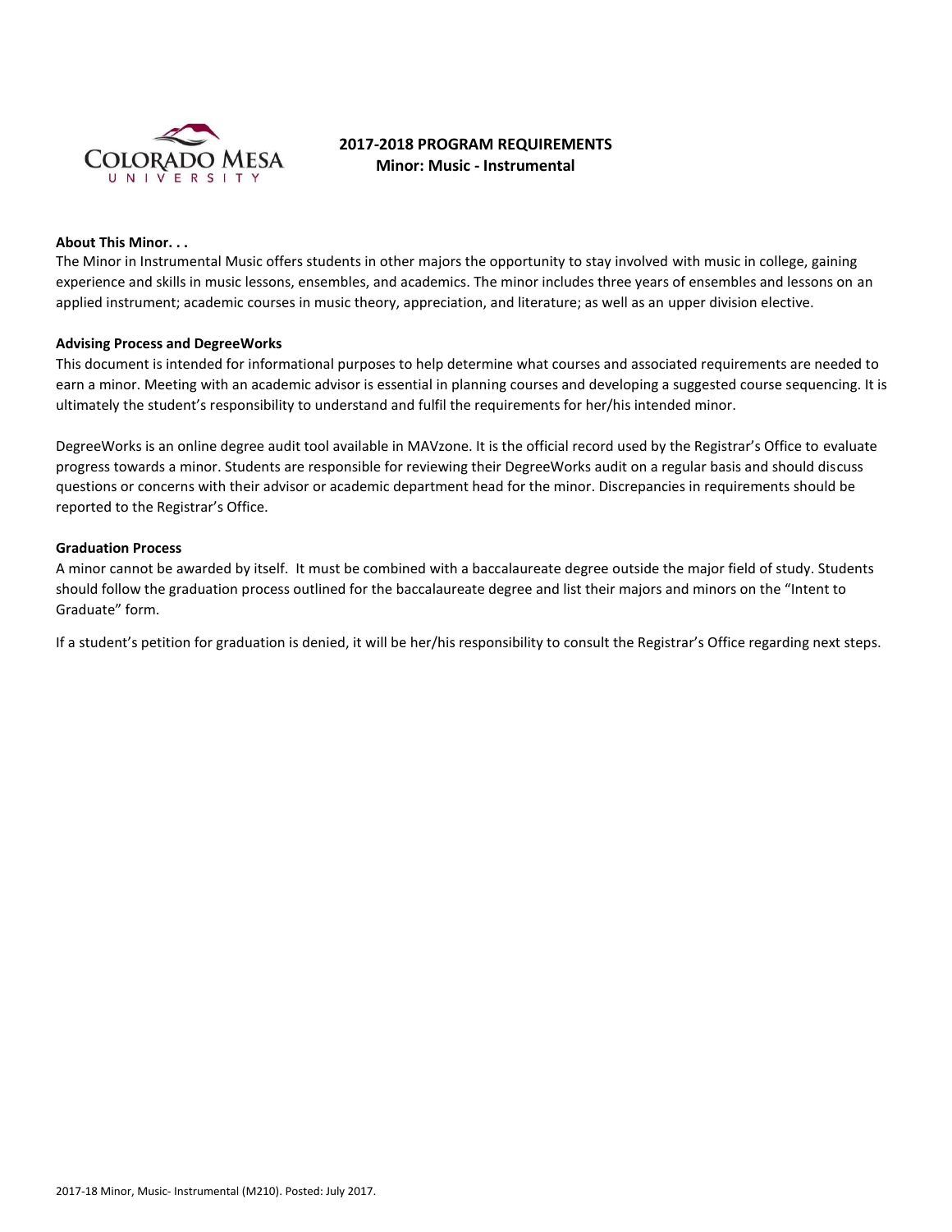# 2017-2018 PROGRAM REQUIREMENTS
## Minor: Music - Instrumental

**About This Minor. . .**

The Minor in Instrumental Music offers students in other majors the opportunity to stay involved with music in college, gaining experience and skills in music lessons, ensembles, and academics. The minor includes three years of ensembles and lessons on an applied instrument; academic courses in music theory, appreciation, and literature; as well as an upper division elective.

**Advising Process and DegreeWorks**

This document is intended for informational purposes to help determine what courses and associated requirements are needed to earn a minor. Meeting with an academic advisor is essential in planning courses and developing a suggested course sequencing. It is ultimately the student's responsibility to understand and fulfil the requirements for her/his intended minor.

DegreeWorks is an online degree audit tool available in MAVzone. It is the official record used by the Registrar's Office to evaluate progress towards a minor. Students are responsible for reviewing their DegreeWorks audit on a regular basis and should discuss questions or concerns with their advisor or academic department head for the minor. Discrepancies in requirements should be reported to the Registrar's Office.

**Graduation Process**

A minor cannot be awarded by itself. It must be combined with a baccalaureate degree outside the major field of study. Students should follow the graduation process outlined for the baccalaureate degree and list their majors and minors on the "Intent to Graduate" form.

If a student's petition for graduation is denied, it will be her/his responsibility to consult the Registrar's Office regarding next steps.

2017-18 Minor, Music- Instrumental (M210). Posted: July 2017.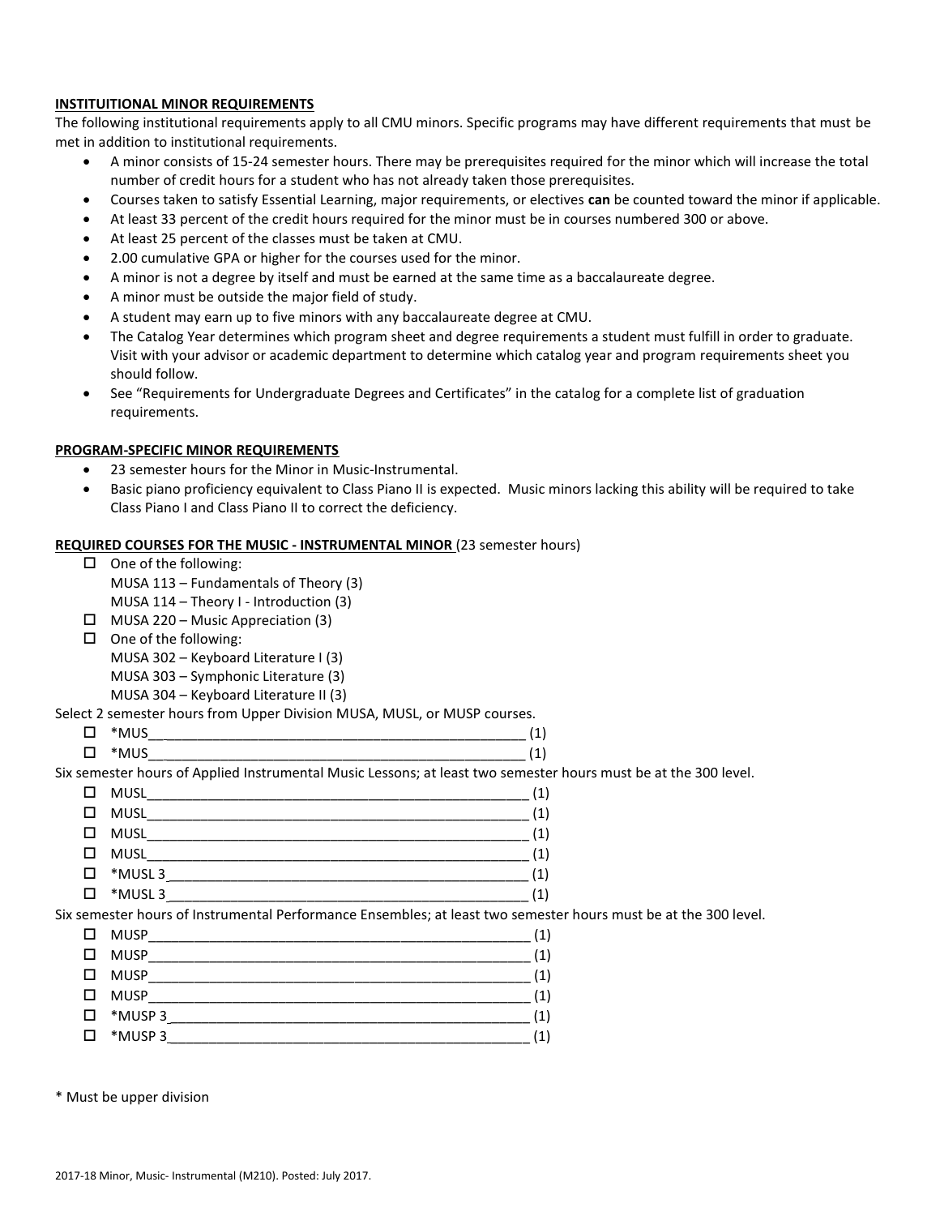**INSTITUITIONAL MINOR REQUIREMENTS**

The following institutional requirements apply to all CMU minors. Specific programs may have different requirements that must be met in addition to institutional requirements.

- A minor consists of 15-24 semester hours. There may be prerequisites required for the minor which will increase the total number of credit hours for a student who has not already taken those prerequisites.
- Courses taken to satisfy Essential Learning, major requirements, or electives **can** be counted toward the minor if applicable.
- At least 33 percent of the credit hours required for the minor must be in courses numbered 300 or above.
- At least 25 percent of the classes must be taken at CMU.
- 2.00 cumulative GPA or higher for the courses used for the minor.
- A minor is not a degree by itself and must be earned at the same time as a baccalaureate degree.
- A minor must be outside the major field of study.
- A student may earn up to five minors with any baccalaureate degree at CMU.
- The Catalog Year determines which program sheet and degree requirements a student must fulfill in order to graduate. Visit with your advisor or academic department to determine which catalog year and program requirements sheet you should follow.
- See "Requirements for Undergraduate Degrees and Certificates" in the catalog for a complete list of graduation requirements.

**PROGRAM-SPECIFIC MINOR REQUIREMENTS**

- 23 semester hours for the Minor in Music-Instrumental.
- Basic piano proficiency equivalent to Class Piano II is expected. Music minors lacking this ability will be required to take Class Piano I and Class Piano II to correct the deficiency.

**REQUIRED COURSES FOR THE MUSIC - INSTRUMENTAL MINOR** (23 semester hours)

- ☐ One of the following:
  MUSA 113 – Fundamentals of Theory (3)
  MUSA 114 – Theory I - Introduction (3)
- ☐ MUSA 220 – Music Appreciation (3)
- ☐ One of the following:
  MUSA 302 – Keyboard Literature I (3)
  MUSA 303 – Symphonic Literature (3)
  MUSA 304 – Keyboard Literature II (3)

Select 2 semester hours from Upper Division MUSA, MUSL, or MUSP courses.

- ☐ *MUS__________________________________________________ (1)
- ☐ *MUS__________________________________________________ (1)

Six semester hours of Applied Instrumental Music Lessons; at least two semester hours must be at the 300 level.

- ☐ MUSL__________________________________________________ (1)
- ☐ MUSL__________________________________________________ (1)
- ☐ MUSL__________________________________________________ (1)
- ☐ MUSL__________________________________________________ (1)
- ☐ *MUSL 3________________________________________________ (1)
- ☐ *MUSL 3________________________________________________ (1)

Six semester hours of Instrumental Performance Ensembles; at least two semester hours must be at the 300 level.

- ☐ MUSP__________________________________________________ (1)
- ☐ MUSP__________________________________________________ (1)
- ☐ MUSP__________________________________________________ (1)
- ☐ MUSP__________________________________________________ (1)
- ☐ *MUSP 3________________________________________________ (1)
- ☐ *MUSP 3________________________________________________ (1)

\* Must be upper division

2017-18 Minor, Music- Instrumental (M210). Posted: July 2017.